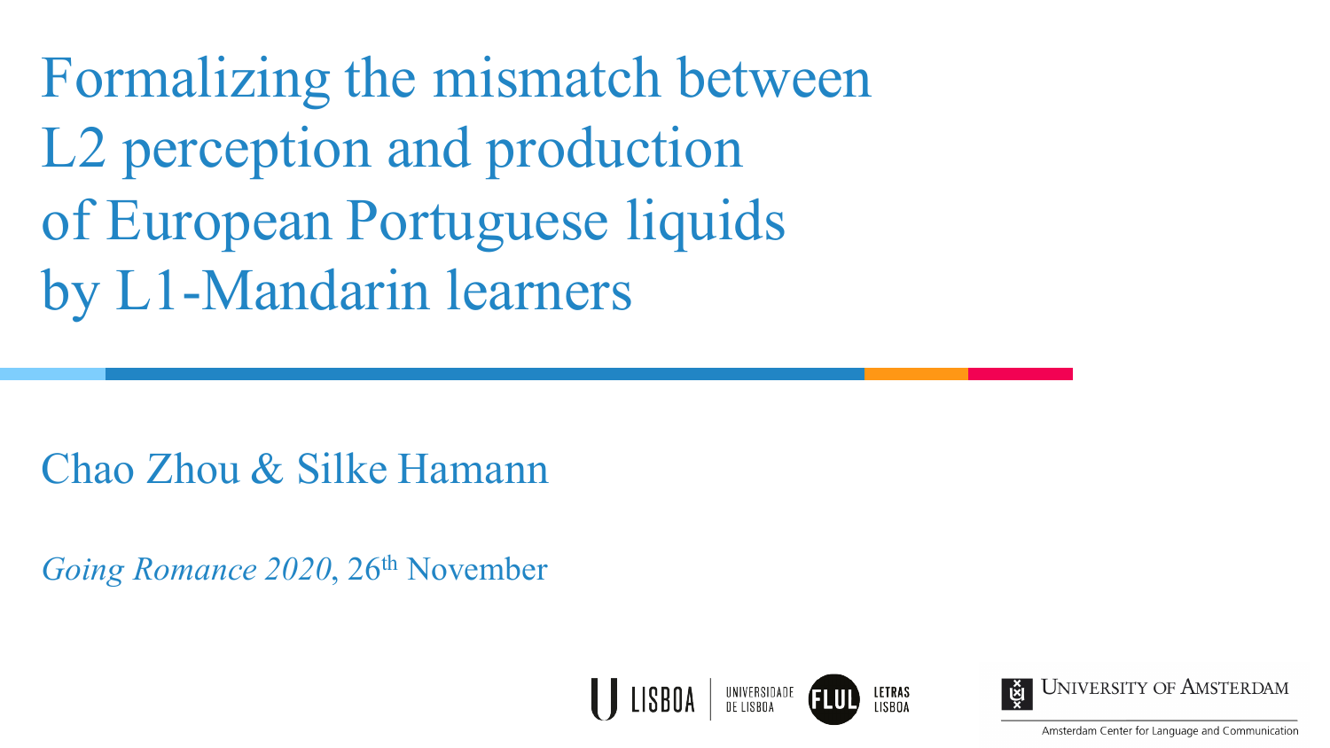# Formalizing the mismatch between L2 perception and production of European Portuguese liquids by L1-Mandarin learners

Chao Zhou & Silke Hamann

*Going Romance 2020*, 26th November

UNIVERSIDADE DE LISBOA | FLUL LETRAS LISBOA

UNIVERSITY OF AMSTERDAM

Amsterdam Center for Language and Communication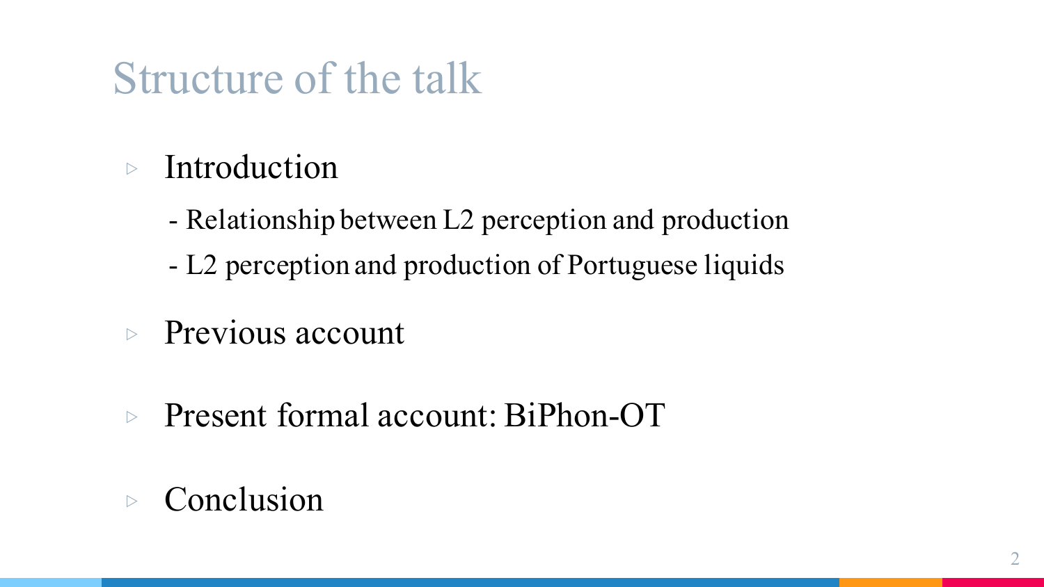# Structure of the talk

- Introduction
  - Relationship between L2 perception and production
  - L2 perception and production of Portuguese liquids
- Previous account
- Present formal account: BiPhon-OT
- Conclusion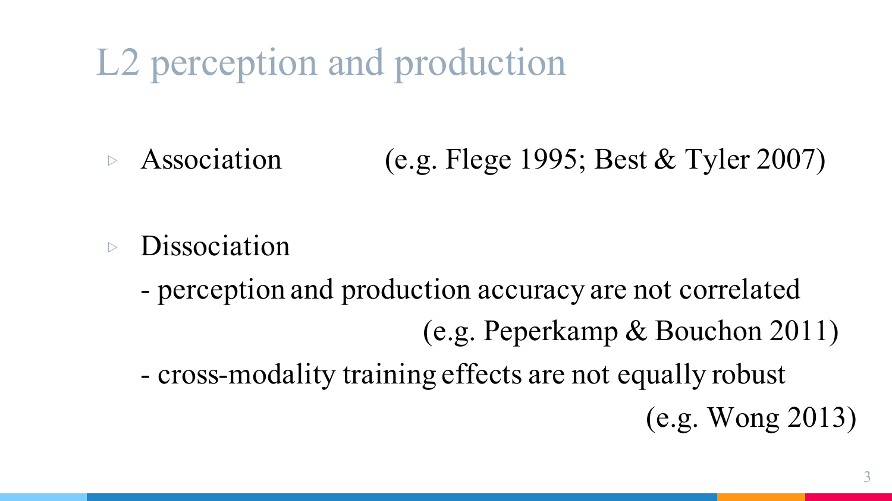# L2 perception and production

- Association (e.g. Flege 1995; Best & Tyler 2007)

- Dissociation
  - perception and production accuracy are not correlated (e.g. Peperkamp & Bouchon 2011)
  - cross-modality training effects are not equally robust (e.g. Wong 2013)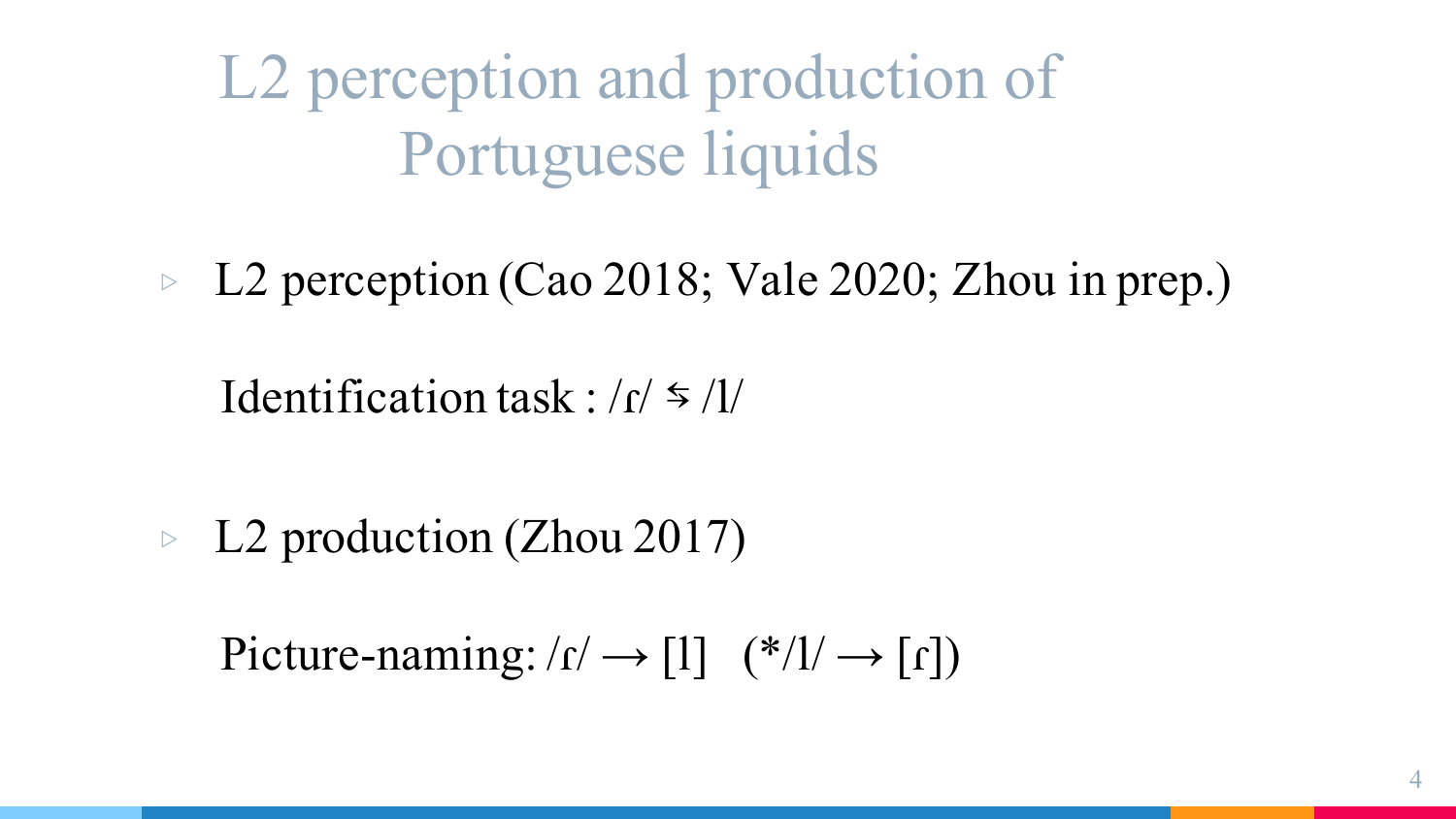# L2 perception and production of Portuguese liquids

- L2 perception (Cao 2018; Vale 2020; Zhou in prep.)

  Identification task : /ɾ/ ⇆ /l/

- L2 production (Zhou 2017)

  Picture-naming: /ɾ/ → [l]   (*/l/ → [ɾ])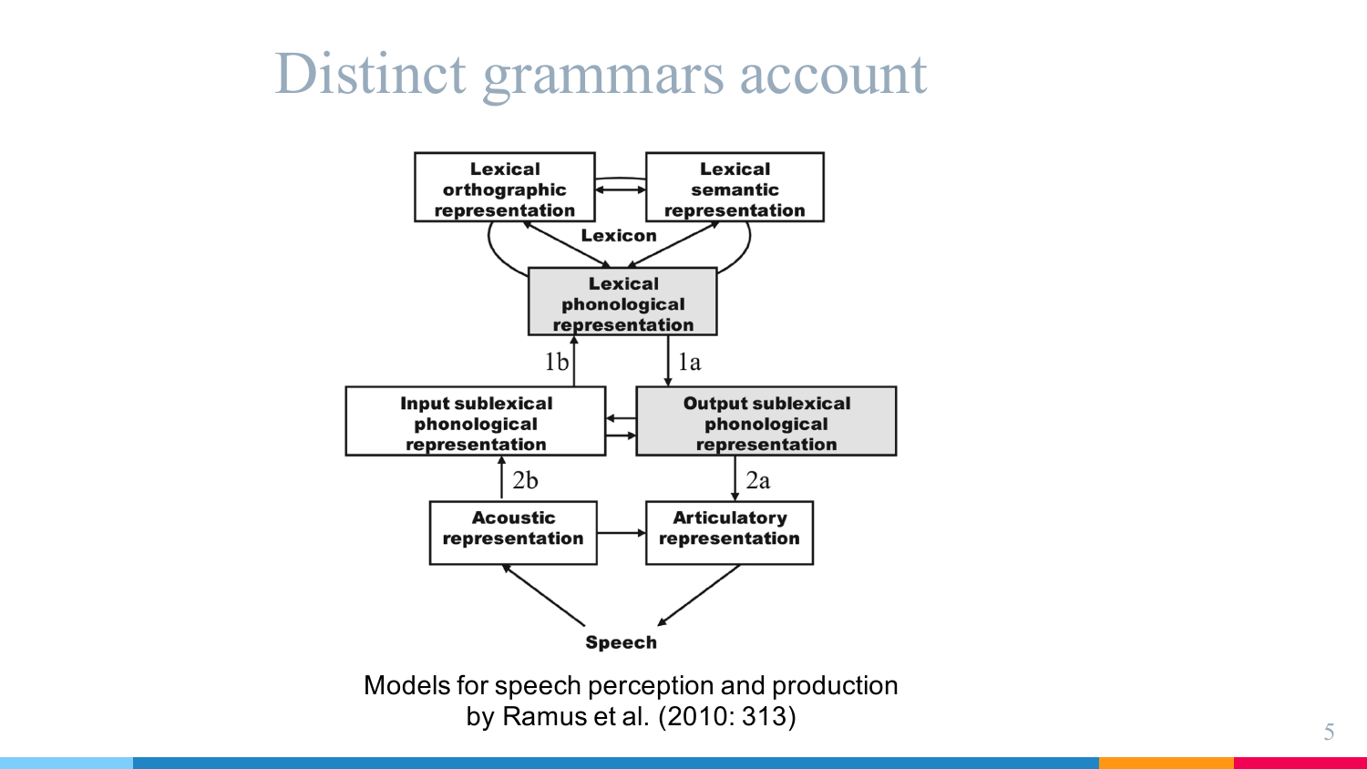# Distinct grammars account

Lexical orthographic representation

Lexical semantic representation

Lexicon

Lexical phonological representation

1b

1a

Input sublexical phonological representation

Output sublexical phonological representation

2b

2a

Acoustic representation

Articulatory representation

Speech

Models for speech perception and production
by Ramus et al. (2010: 313)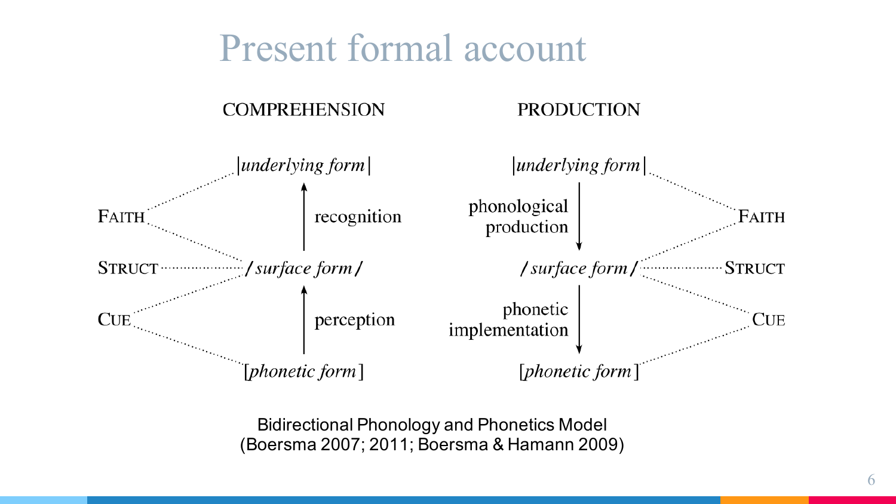# Present formal account

**COMPREHENSION**

|*underlying form*|

↑ recognition

/*surface form*/

↑ perception

[*phonetic form*]

FAITH — STRUCT — CUE

**PRODUCTION**

|*underlying form*|

↓ phonological production

/*surface form*/

↓ phonetic implementation

[*phonetic form*]

FAITH — STRUCT — CUE

Bidirectional Phonology and Phonetics Model
(Boersma 2007; 2011; Boersma & Hamann 2009)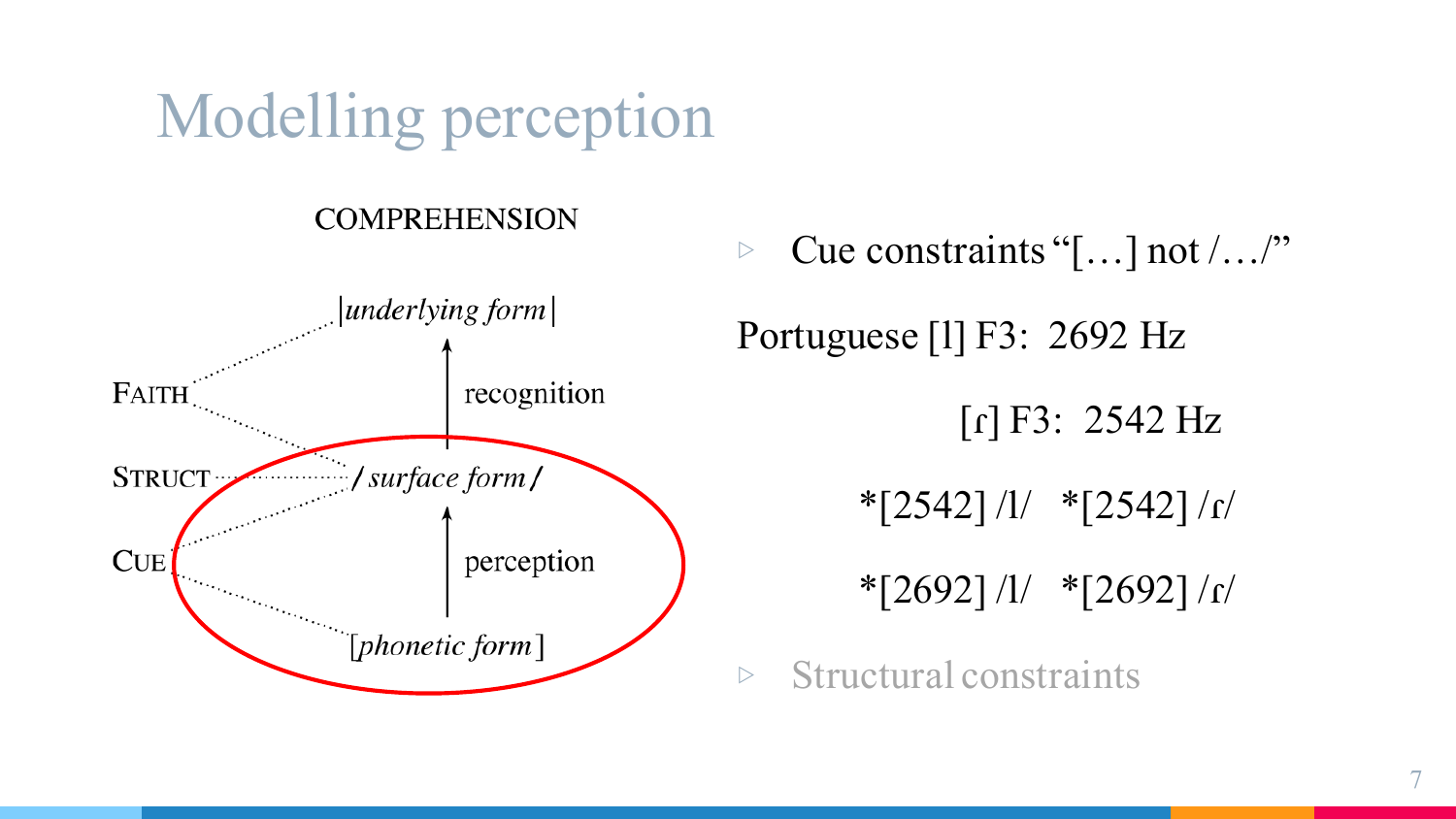# Modelling perception

COMPREHENSION

|*underlying form*|

FAITH

recognition

STRUCT

/*surface form*/

CUE

perception

[*phonetic form*]

- Cue constraints "[…] not /…/"

Portuguese [l] F3: 2692 Hz

[ɾ] F3: 2542 Hz

*[2542] /l/ *[2542] /ɾ/

*[2692] /l/ *[2692] /ɾ/

- Structural constraints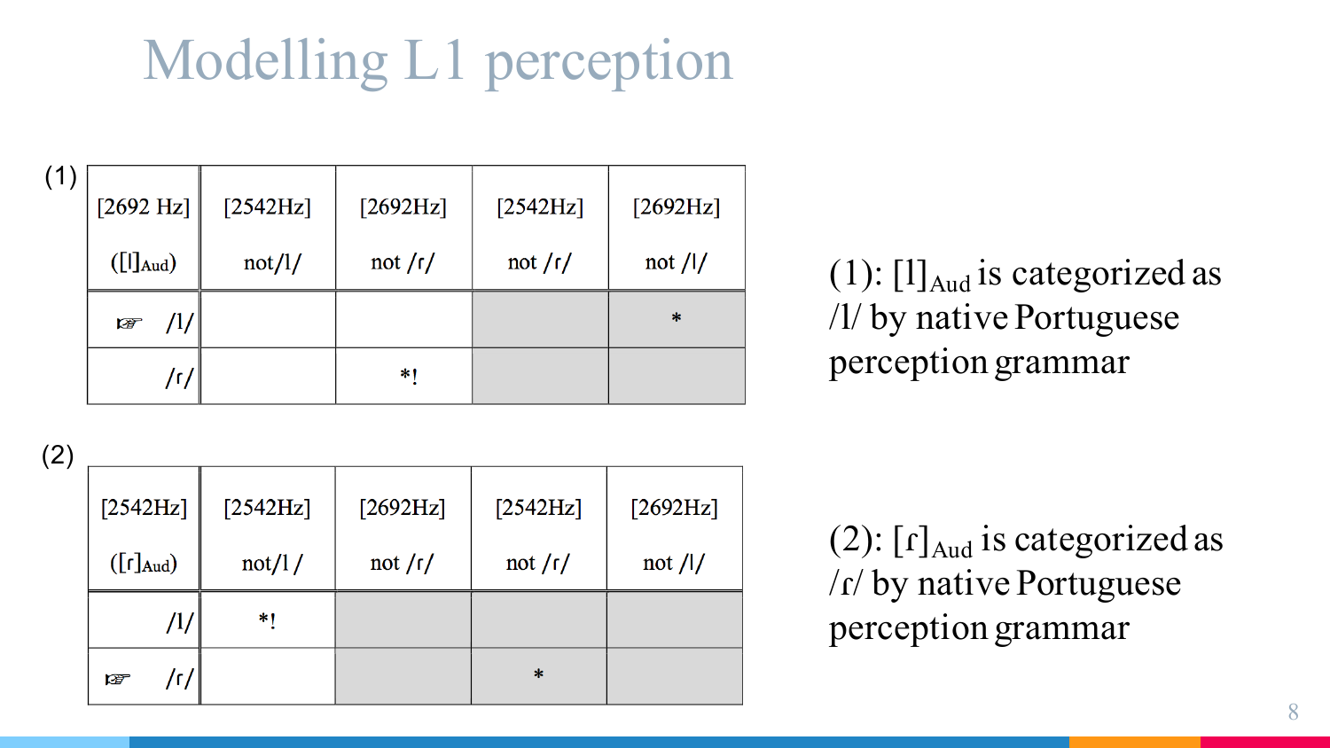# Modelling L1 perception

(1)

| [2692 Hz] ([l]Aud) | [2542Hz] not/l/ | [2692Hz] not /ɾ/ | [2542Hz] not /ɾ/ | [2692Hz] not /l/ |
|---|---|---|---|---|
| ☞ /l/ | | | | * |
| /ɾ/ | | *! | | |

(1): $[\text{l}]_{Aud}$ is categorized as /l/ by native Portuguese perception grammar

(2)

| [2542Hz] ([ɾ]Aud) | [2542Hz] not/l / | [2692Hz] not /ɾ/ | [2542Hz] not /ɾ/ | [2692Hz] not /l/ |
|---|---|---|---|---|
| /l/ | *! | | | |
| ☞ /ɾ/ | | | * | |

(2): $[\text{ɾ}]_{Aud}$ is categorized as /ɾ/ by native Portuguese perception grammar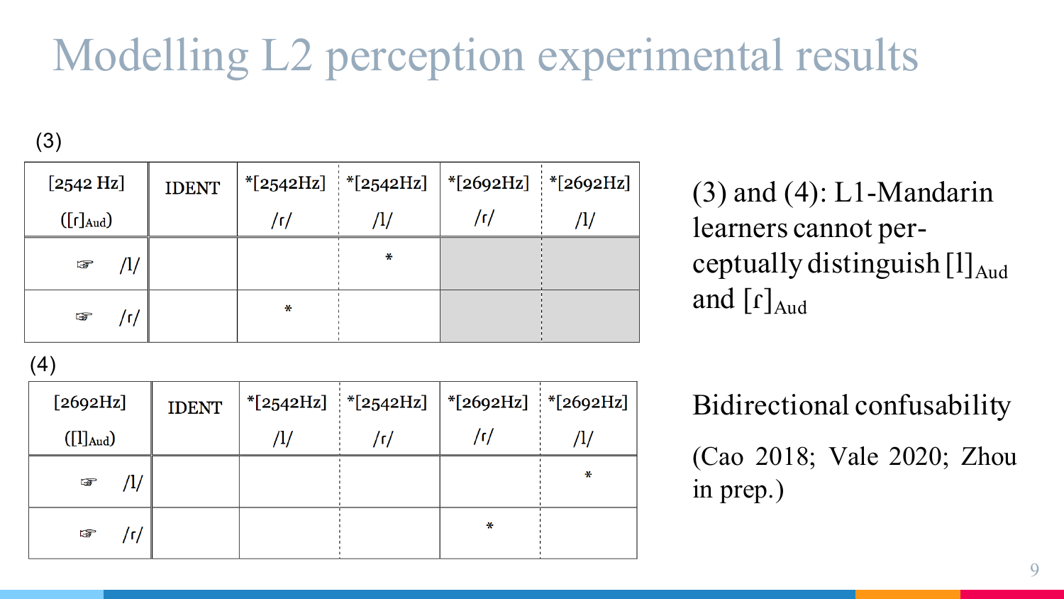# Modelling L2 perception experimental results

(3)

| [2542 Hz] ([ɾ]$_{\text{Aud}}$) | IDENT | *[2542Hz] /ɾ/ | *[2542Hz] /l/ | *[2692Hz] /ɾ/ | *[2692Hz] /l/ |
|---|---|---|---|---|---|
| ☞ /l/ | | | * | | |
| ☞ /ɾ/ | | * | | | |

(4)

| [2692Hz] ([l]$_{\text{Aud}}$) | IDENT | *[2542Hz] /l/ | *[2542Hz] /ɾ/ | *[2692Hz] /ɾ/ | *[2692Hz] /l/ |
|---|---|---|---|---|---|
| ☞ /l/ | | | | | * |
| ☞ /ɾ/ | | | | * | |

(3) and (4): L1-Mandarin learners cannot perceptually distinguish [l]$_{\text{Aud}}$ and [ɾ]$_{\text{Aud}}$

Bidirectional confusability

(Cao 2018; Vale 2020; Zhou in prep.)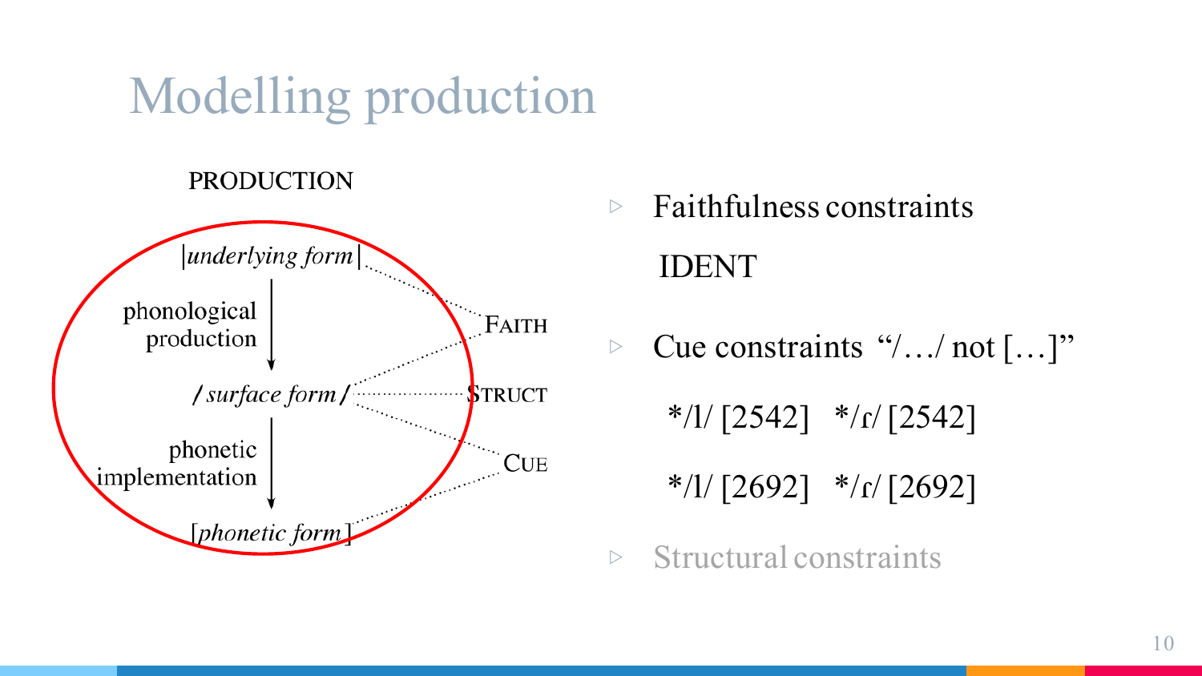# Modelling production

PRODUCTION

|*underlying form*|

phonological production ↓

/*surface form*/

phonetic implementation ↓

[*phonetic form*]

FAITH

STRUCT

CUE

- Faithfulness constraints

  IDENT

- Cue constraints "/…/ not […]"

  */l/ [2542] */ɾ/ [2542]

  */l/ [2692] */ɾ/ [2692]

- Structural constraints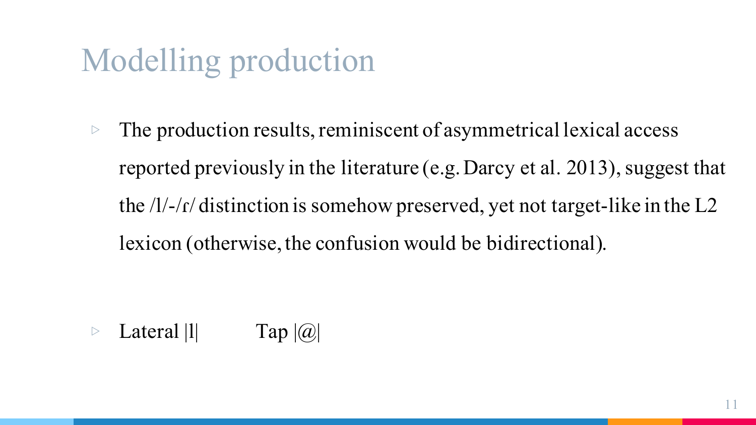# Modelling production

- The production results, reminiscent of asymmetrical lexical access reported previously in the literature (e.g. Darcy et al. 2013), suggest that the /l/-/ɾ/ distinction is somehow preserved, yet not target-like in the L2 lexicon (otherwise, the confusion would be bidirectional).

- Lateral |l|        Tap |@|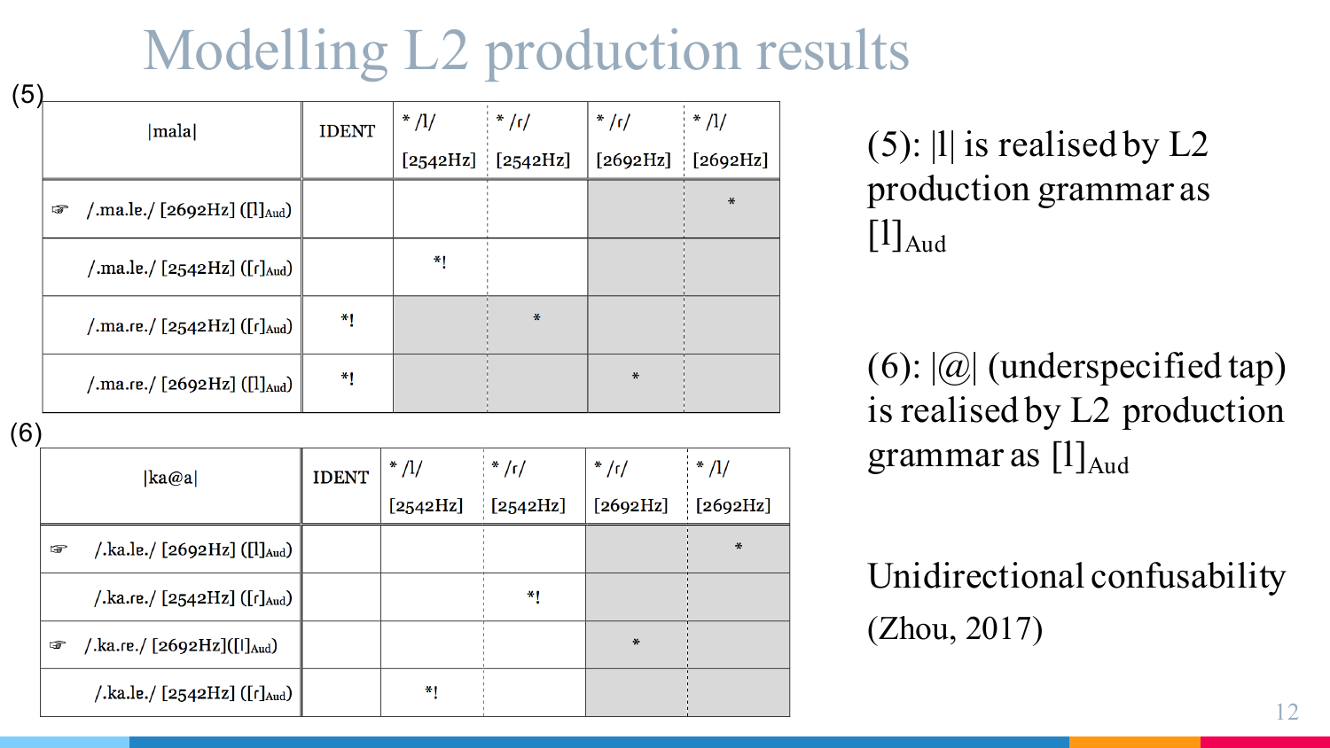# Modelling L2 production results

(5)

| \|mala\| | IDENT | * /l/ [2542Hz] | * /ɾ/ [2542Hz] | * /ɾ/ [2692Hz] | * /l/ [2692Hz] |
|---|---|---|---|---|---|
| ☞ /.ma.le./ [2692Hz] ([l]$_{\text{Aud}}$) | | | | | * |
| /.ma.le./ [2542Hz] ([ɾ]$_{\text{Aud}}$) | | *! | | | |
| /.ma.ɾe./ [2542Hz] ([ɾ]$_{\text{Aud}}$) | *! | | * | | |
| /.ma.ɾe./ [2692Hz] ([l]$_{\text{Aud}}$) | *! | | | * | |

(6)

| \|ka@a\| | IDENT | * /l/ [2542Hz] | * /ɾ/ [2542Hz] | * /ɾ/ [2692Hz] | * /l/ [2692Hz] |
|---|---|---|---|---|---|
| ☞ /.ka.le./ [2692Hz] ([l]$_{\text{Aud}}$) | | | | | * |
| /.ka.ɾe./ [2542Hz] ([ɾ]$_{\text{Aud}}$) | | | *! | | |
| ☞ /.ka.ɾe./ [2692Hz]([l]$_{\text{Aud}}$) | | | | * | |
| /.ka.le./ [2542Hz] ([ɾ]$_{\text{Aud}}$) | | *! | | | |

(5): |l| is realised by L2 production grammar as [l]$_{\text{Aud}}$

(6): |@| (underspecified tap) is realised by L2 production grammar as [l]$_{\text{Aud}}$

Unidirectional confusability (Zhou, 2017)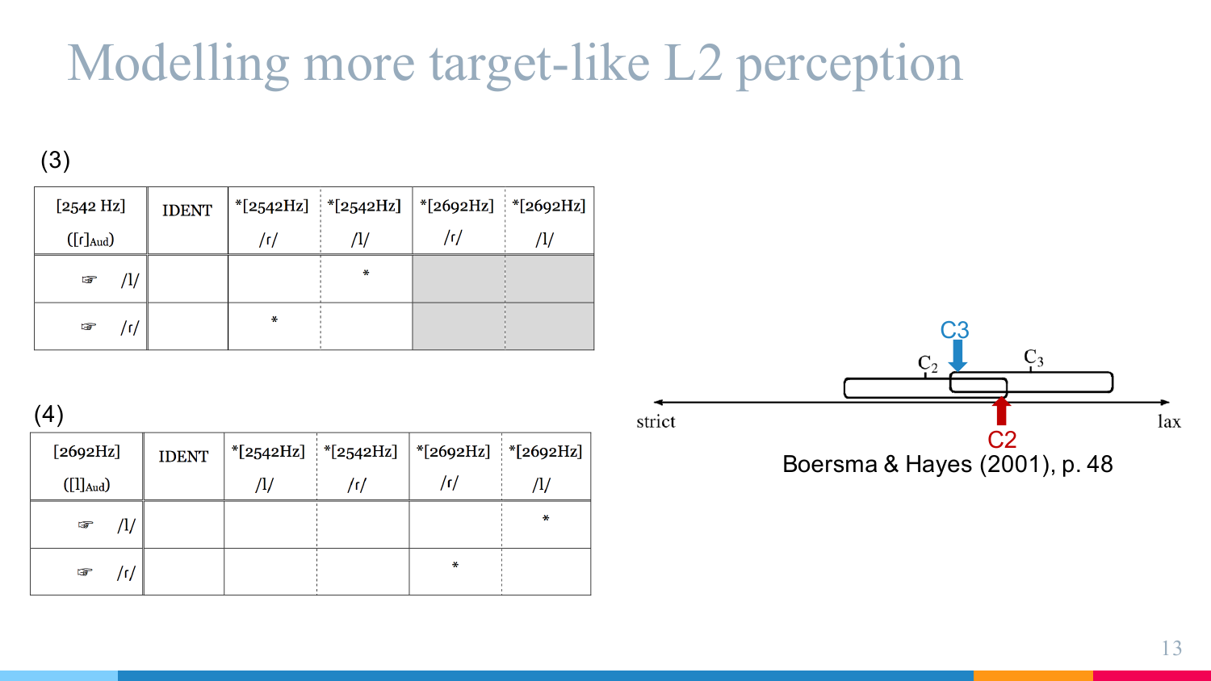# Modelling more target-like L2 perception

(3)

| [2542 Hz] ([ɾ]Aud) | IDENT | *[2542Hz] /ɾ/ | *[2542Hz] /l/ | *[2692Hz] /ɾ/ | *[2692Hz] /l/ |
|---|---|---|---|---|---|
| ☞ /l/ | | | * | | |
| ☞ /ɾ/ | | * | | | |

(4)

| [2692Hz] ([l]Aud) | IDENT | *[2542Hz] /l/ | *[2542Hz] /ɾ/ | *[2692Hz] /ɾ/ | *[2692Hz] /l/ |
|---|---|---|---|---|---|
| ☞ /l/ | | | | | * |
| ☞ /ɾ/ | | | | * | |

C3

$C_2$ $C_3$

strict lax

C2

Boersma & Hayes (2001), p. 48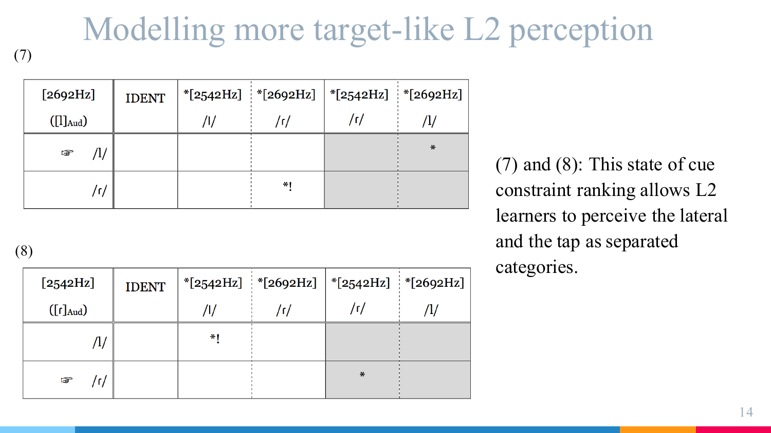# Modelling more target-like L2 perception

(7)

| [2692Hz] ([l]Aud) | IDENT | *[2542Hz] /l/ | *[2692Hz] /ɾ/ | *[2542Hz] /ɾ/ | *[2692Hz] /l/ |
|---|---|---|---|---|---|
| ☞ /l/ | | | | | * |
| /ɾ/ | | | *! | | |

(8)

| [2542Hz] ([ɾ]Aud) | IDENT | *[2542Hz] /l/ | *[2692Hz] /ɾ/ | *[2542Hz] /ɾ/ | *[2692Hz] /l/ |
|---|---|---|---|---|---|
| /l/ | | *! | | | |
| ☞ /ɾ/ | | | | * | |

(7) and (8): This state of cue constraint ranking allows L2 learners to perceive the lateral and the tap as separated categories.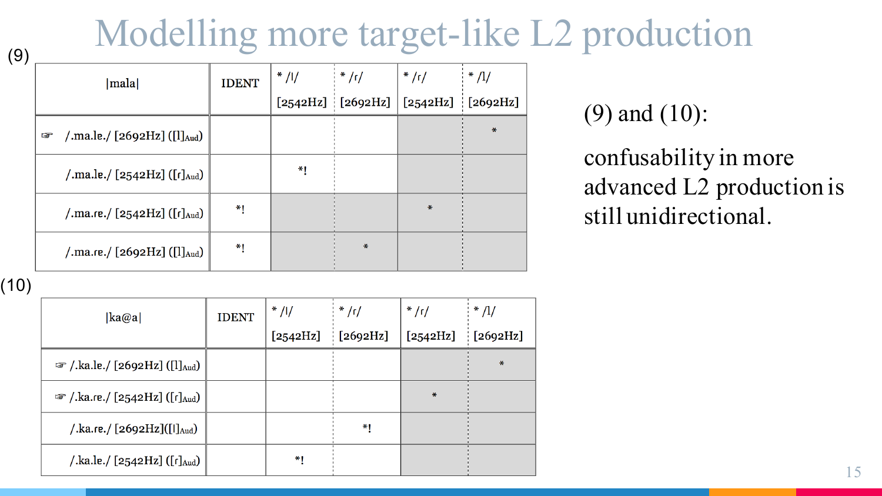# Modelling more target-like L2 production

(9)

| \|mala\| | IDENT | * /l/ [2542Hz] | * /ɾ/ [2692Hz] | * /ɾ/ [2542Hz] | * /l/ [2692Hz] |
|---|---|---|---|---|---|
| ☞ /.ma.le./ [2692Hz] ([l]Aud) | | | | | * |
| /.ma.le./ [2542Hz] ([ɾ]Aud) | | *! | | | |
| /.ma.ɾe./ [2542Hz] ([ɾ]Aud) | *! | | | * | |
| /.ma.ɾe./ [2692Hz] ([l]Aud) | *! | | * | | |

(10)

| \|ka@a\| | IDENT | * /l/ [2542Hz] | * /ɾ/ [2692Hz] | * /ɾ/ [2542Hz] | * /l/ [2692Hz] |
|---|---|---|---|---|---|
| ☞ /.ka.le./ [2692Hz] ([l]Aud) | | | | | * |
| ☞ /.ka.ɾe./ [2542Hz] ([ɾ]Aud) | | | | * | |
| /.ka.ɾe./ [2692Hz]([l]Aud) | | | *! | | |
| /.ka.le./ [2542Hz] ([ɾ]Aud) | | *! | | | |

(9) and (10):

confusability in more advanced L2 production is still unidirectional.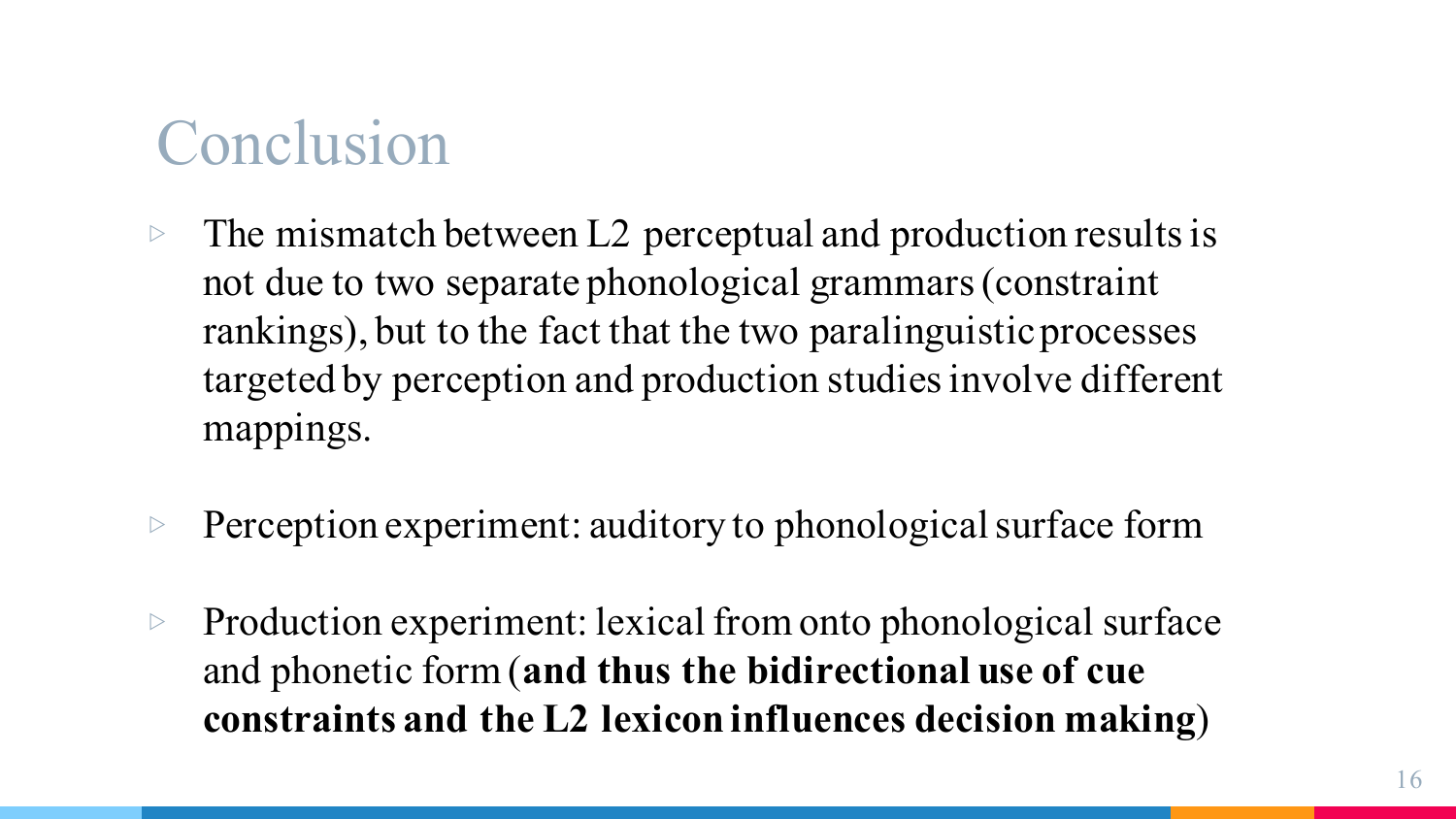# Conclusion

- The mismatch between L2 perceptual and production results is not due to two separate phonological grammars (constraint rankings), but to the fact that the two paralinguistic processes targeted by perception and production studies involve different mappings.
- Perception experiment: auditory to phonological surface form
- Production experiment: lexical from onto phonological surface and phonetic form (**and thus the bidirectional use of cue constraints and the L2 lexicon influences decision making**)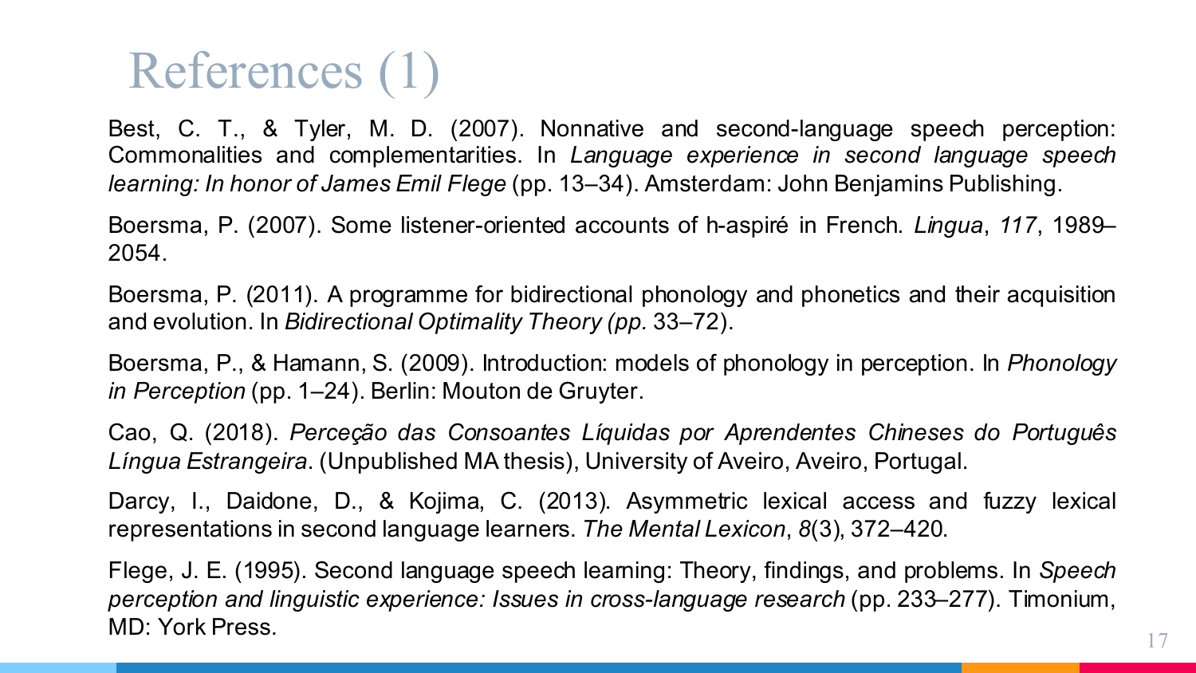# References (1)

Best, C. T., & Tyler, M. D. (2007). Nonnative and second-language speech perception: Commonalities and complementarities. In *Language experience in second language speech learning: In honor of James Emil Flege* (pp. 13–34). Amsterdam: John Benjamins Publishing.

Boersma, P. (2007). Some listener-oriented accounts of h-aspiré in French. *Lingua*, *117*, 1989–2054.

Boersma, P. (2011). A programme for bidirectional phonology and phonetics and their acquisition and evolution. In *Bidirectional Optimality Theory (pp.* 33–72).

Boersma, P., & Hamann, S. (2009). Introduction: models of phonology in perception. In *Phonology in Perception* (pp. 1–24). Berlin: Mouton de Gruyter.

Cao, Q. (2018). *Perceção das Consoantes Líquidas por Aprendentes Chineses do Português Língua Estrangeira*. (Unpublished MA thesis), University of Aveiro, Aveiro, Portugal.

Darcy, I., Daidone, D., & Kojima, C. (2013). Asymmetric lexical access and fuzzy lexical representations in second language learners. *The Mental Lexicon*, *8*(3), 372–420.

Flege, J. E. (1995). Second language speech learning: Theory, findings, and problems. In *Speech perception and linguistic experience: Issues in cross-language research* (pp. 233–277). Timonium, MD: York Press.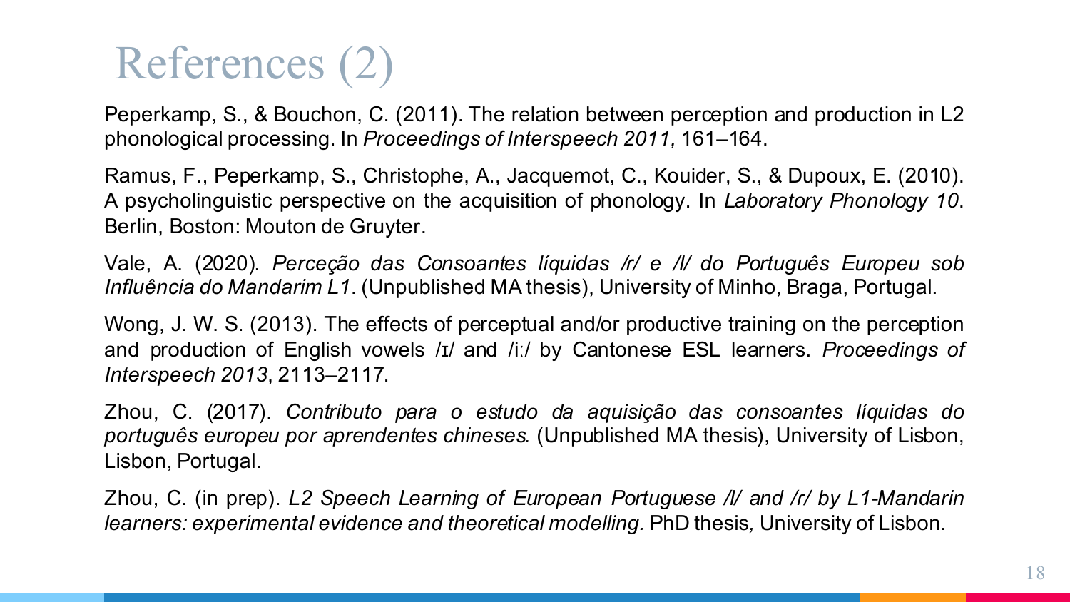# References (2)

Peperkamp, S., & Bouchon, C. (2011). The relation between perception and production in L2 phonological processing. In *Proceedings of Interspeech 2011,* 161–164.

Ramus, F., Peperkamp, S., Christophe, A., Jacquemot, C., Kouider, S., & Dupoux, E. (2010). A psycholinguistic perspective on the acquisition of phonology. In *Laboratory Phonology 10*. Berlin, Boston: Mouton de Gruyter.

Vale, A. (2020). *Perceção das Consoantes líquidas /r/ e /l/ do Português Europeu sob Influência do Mandarim L1*. (Unpublished MA thesis), University of Minho, Braga, Portugal.

Wong, J. W. S. (2013). The effects of perceptual and/or productive training on the perception and production of English vowels /ɪ/ and /iː/ by Cantonese ESL learners. *Proceedings of Interspeech 2013*, 2113–2117.

Zhou, C. (2017). *Contributo para o estudo da aquisição das consoantes líquidas do português europeu por aprendentes chineses.* (Unpublished MA thesis), University of Lisbon, Lisbon, Portugal.

Zhou, C. (in prep). *L2 Speech Learning of European Portuguese /l/ and /r/ by L1-Mandarin learners: experimental evidence and theoretical modelling.* PhD thesis, University of Lisbon.